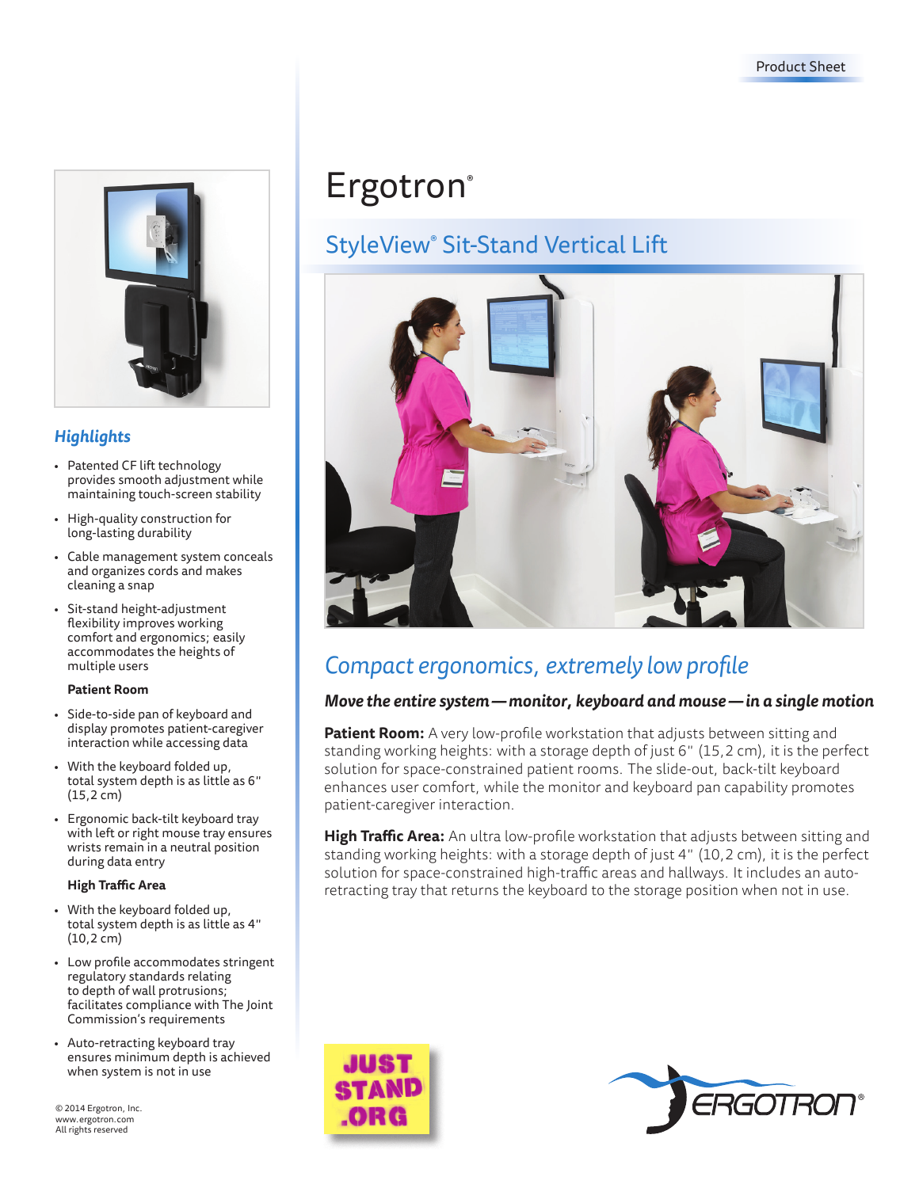# Ergotron®

## StyleView® Sit-Stand Vertical Lift

## *Compact ergonomics, extremely low profile*

***Move the entire system — monitor, keyboard and mouse — in a single motion***

**Patient Room:** A very low-profile workstation that adjusts between sitting and standing working heights: with a storage depth of just 6" (15,2 cm), it is the perfect solution for space-constrained patient rooms. The slide-out, back-tilt keyboard enhances user comfort, while the monitor and keyboard pan capability promotes patient-caregiver interaction.

**High Traffic Area:** An ultra low-profile workstation that adjusts between sitting and standing working heights: with a storage depth of just 4" (10,2 cm), it is the perfect solution for space-constrained high-traffic areas and hallways. It includes an auto-retracting tray that returns the keyboard to the storage position when not in use.

### *Highlights*

- Patented CF lift technology provides smooth adjustment while maintaining touch-screen stability
- High-quality construction for long-lasting durability
- Cable management system conceals and organizes cords and makes cleaning a snap
- Sit-stand height-adjustment flexibility improves working comfort and ergonomics; easily accommodates the heights of multiple users

**Patient Room**

- Side-to-side pan of keyboard and display promotes patient-caregiver interaction while accessing data
- With the keyboard folded up, total system depth is as little as 6" (15,2 cm)
- Ergonomic back-tilt keyboard tray with left or right mouse tray ensures wrists remain in a neutral position during data entry

**High Traffic Area**

- With the keyboard folded up, total system depth is as little as 4" (10,2 cm)
- Low profile accommodates stringent regulatory standards relating to depth of wall protrusions; facilitates compliance with The Joint Commission's requirements
- Auto-retracting keyboard tray ensures minimum depth is achieved when system is not in use

JUST STAND .ORG

ERGOTRON®

© 2014 Ergotron, Inc.
www.ergotron.com
All rights reserved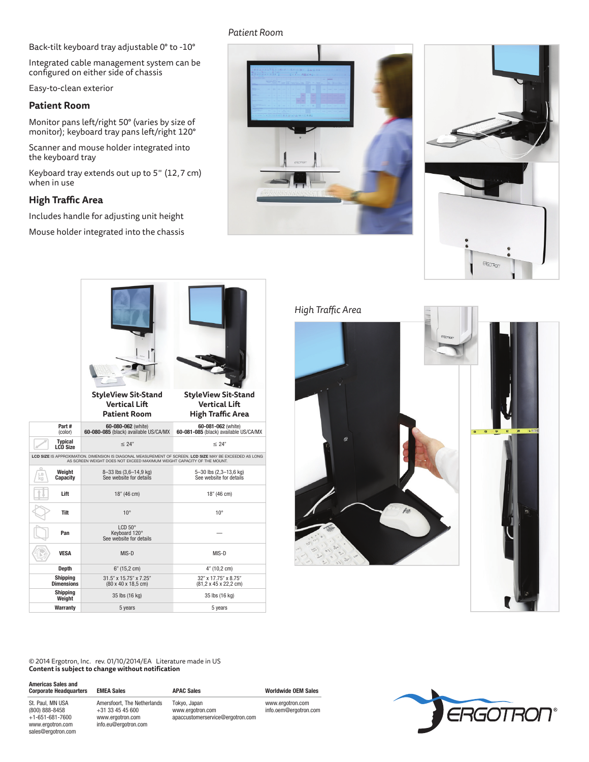Back-tilt keyboard tray adjustable 0° to -10°

Integrated cable management system can be configured on either side of chassis

Easy-to-clean exterior

## Patient Room

Monitor pans left/right 50° (varies by size of monitor); keyboard tray pans left/right 120°

Scanner and mouse holder integrated into the keyboard tray

Keyboard tray extends out up to 5" (12,7 cm) when in use

## High Traffic Area

Includes handle for adjusting unit height

Mouse holder integrated into the chassis

*Patient Room*

| | StyleView Sit-Stand Vertical Lift Patient Room | StyleView Sit-Stand Vertical Lift High Traffic Area |
|---|---|---|
| Part # (color) | **60-080-062** (white) **60-080-085** (black) available US/CA/MX | **60-081-062** (white) **60-081-085** (black) available US/CA/MX |
| Typical LCD Size | ≤ 24" | ≤ 24" |
| **LCD SIZE** IS APPROXIMATION. DIMENSION IS DIAGONAL MEASUREMENT OF SCREEN. **LCD SIZE** MAY BE EXCEEDED AS LONG AS SCREEN WEIGHT DOES NOT EXCEED MAXIMUM WEIGHT CAPACITY OF THE MOUNT. | | |
| Weight Capacity | 8–33 lbs (3,6–14,9 kg) See website for details | 5–30 lbs (2,3–13,6 kg) See website for details |
| Lift | 18" (46 cm) | 18" (46 cm) |
| Tilt | 10° | 10° |
| Pan | LCD 50° Keyboard 120° See website for details | — |
| VESA | MIS-D | MIS-D |
| Depth | 6" (15,2 cm) | 4" (10,2 cm) |
| Shipping Dimensions | 31.5" x 15.75" x 7.25" (80 x 40 x 18,5 cm) | 32" x 17.75" x 8.75" (81,2 x 45 x 22,2 cm) |
| Shipping Weight | 35 lbs (16 kg) | 35 lbs (16 kg) |
| Warranty | 5 years | 5 years |

*High Traffic Area*

© 2014 Ergotron, Inc. rev. 01/10/2014/EA Literature made in US
**Content is subject to change without notification**

| Americas Sales and Corporate Headquarters | EMEA Sales | APAC Sales | Worldwide OEM Sales |
|---|---|---|---|
| St. Paul, MN USA (800) 888-8458 +1-651-681-7600 www.ergotron.com sales@ergotron.com | Amersfoort, The Netherlands +31 33 45 45 600 www.ergotron.com info.eu@ergotron.com | Tokyo, Japan www.ergotron.com apaccustomerservice@ergotron.com | www.ergotron.com info.oem@ergotron.com |

ERGOTRON®